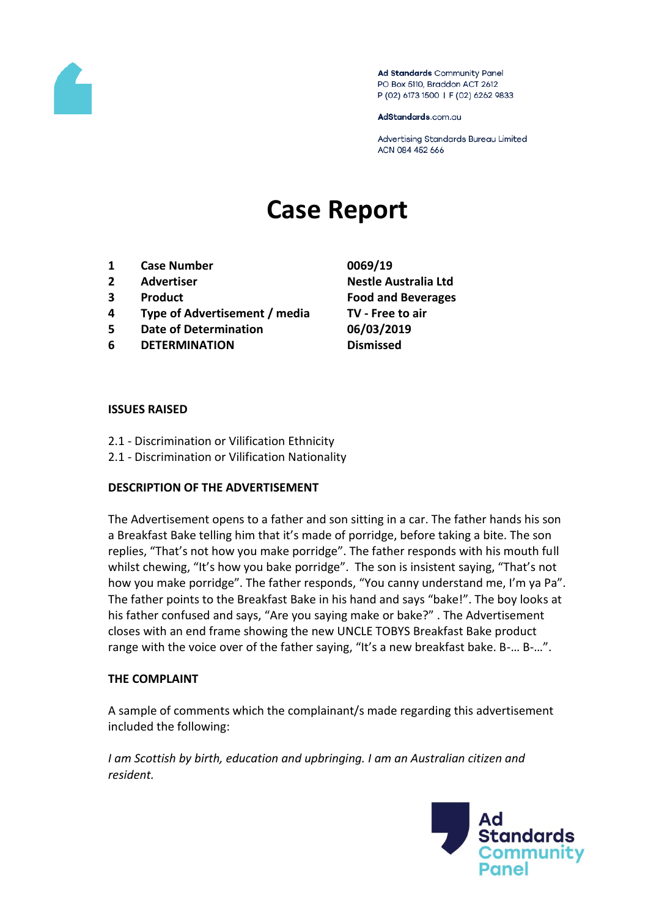Ad Standards Community Panel
PO Box 5110, Braddon ACT 2612
P (02) 6173 1500 | F (02) 6262 9833

AdStandards.com.au

Advertising Standards Bureau Limited
ACN 084 452 666

# Case Report

| | | |
|---|---|---|
| 1 | **Case Number** | **0069/19** |
| 2 | **Advertiser** | **Nestle Australia Ltd** |
| 3 | **Product** | **Food and Beverages** |
| 4 | **Type of Advertisement / media** | **TV - Free to air** |
| 5 | **Date of Determination** | **06/03/2019** |
| 6 | **DETERMINATION** | **Dismissed** |

**ISSUES RAISED**

2.1 - Discrimination or Vilification Ethnicity
2.1 - Discrimination or Vilification Nationality

**DESCRIPTION OF THE ADVERTISEMENT**

The Advertisement opens to a father and son sitting in a car. The father hands his son a Breakfast Bake telling him that it's made of porridge, before taking a bite. The son replies, "That's not how you make porridge". The father responds with his mouth full whilst chewing, "It's how you bake porridge". The son is insistent saying, "That's not how you make porridge". The father responds, "You canny understand me, I'm ya Pa". The father points to the Breakfast Bake in his hand and says "bake!". The boy looks at his father confused and says, "Are you saying make or bake?" . The Advertisement closes with an end frame showing the new UNCLE TOBYS Breakfast Bake product range with the voice over of the father saying, "It's a new breakfast bake. B-… B-…".

**THE COMPLAINT**

A sample of comments which the complainant/s made regarding this advertisement included the following:

*I am Scottish by birth, education and upbringing. I am an Australian citizen and resident.*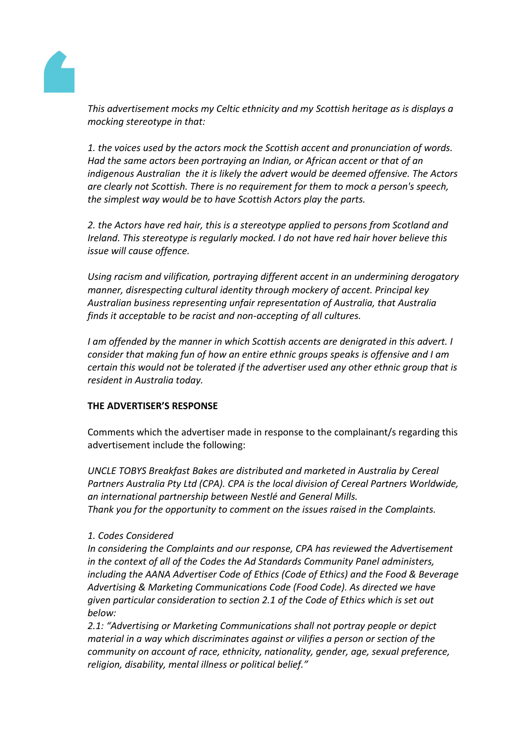*This advertisement mocks my Celtic ethnicity and my Scottish heritage as is displays a mocking stereotype in that:*

*1. the voices used by the actors mock the Scottish accent and pronunciation of words. Had the same actors been portraying an Indian, or African accent or that of an indigenous Australian the it is likely the advert would be deemed offensive. The Actors are clearly not Scottish. There is no requirement for them to mock a person's speech, the simplest way would be to have Scottish Actors play the parts.*

*2. the Actors have red hair, this is a stereotype applied to persons from Scotland and Ireland. This stereotype is regularly mocked. I do not have red hair hover believe this issue will cause offence.*

*Using racism and vilification, portraying different accent in an undermining derogatory manner, disrespecting cultural identity through mockery of accent. Principal key Australian business representing unfair representation of Australia, that Australia finds it acceptable to be racist and non-accepting of all cultures.*

*I am offended by the manner in which Scottish accents are denigrated in this advert. I consider that making fun of how an entire ethnic groups speaks is offensive and I am certain this would not be tolerated if the advertiser used any other ethnic group that is resident in Australia today.*

**THE ADVERTISER'S RESPONSE**

Comments which the advertiser made in response to the complainant/s regarding this advertisement include the following:

*UNCLE TOBYS Breakfast Bakes are distributed and marketed in Australia by Cereal Partners Australia Pty Ltd (CPA). CPA is the local division of Cereal Partners Worldwide, an international partnership between Nestlé and General Mills.*
*Thank you for the opportunity to comment on the issues raised in the Complaints.*

*1. Codes Considered*
*In considering the Complaints and our response, CPA has reviewed the Advertisement in the context of all of the Codes the Ad Standards Community Panel administers, including the AANA Advertiser Code of Ethics (Code of Ethics) and the Food & Beverage Advertising & Marketing Communications Code (Food Code). As directed we have given particular consideration to section 2.1 of the Code of Ethics which is set out below:*
*2.1: "Advertising or Marketing Communications shall not portray people or depict material in a way which discriminates against or vilifies a person or section of the community on account of race, ethnicity, nationality, gender, age, sexual preference, religion, disability, mental illness or political belief."*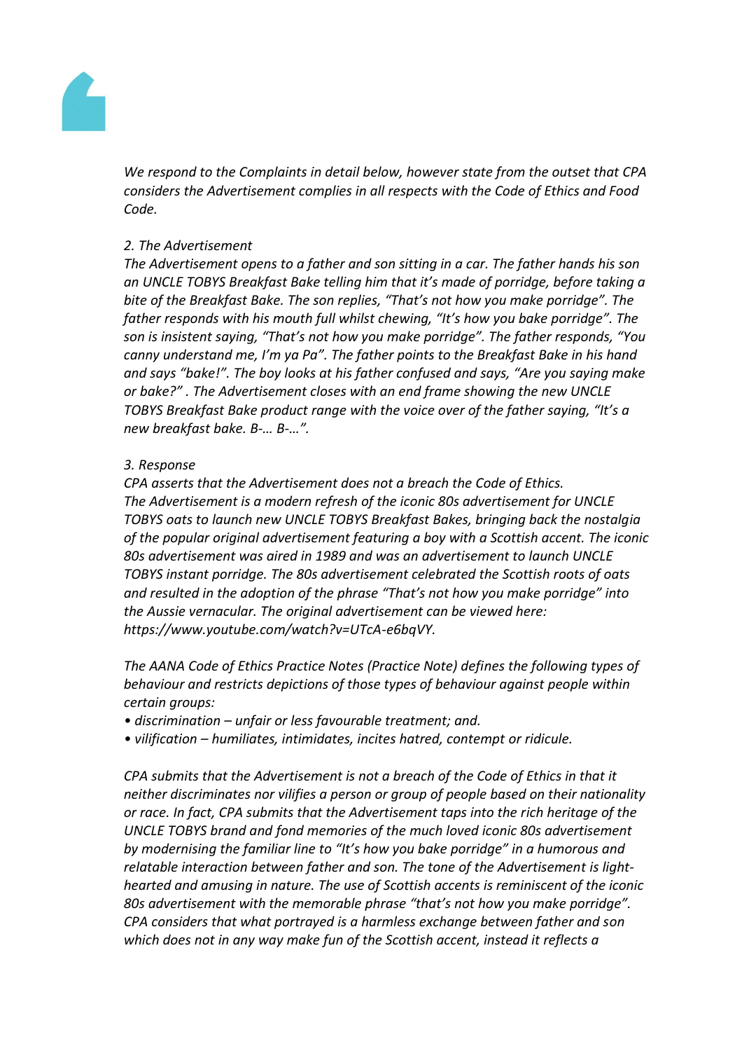*We respond to the Complaints in detail below, however state from the outset that CPA considers the Advertisement complies in all respects with the Code of Ethics and Food Code.*

*2. The Advertisement*

*The Advertisement opens to a father and son sitting in a car. The father hands his son an UNCLE TOBYS Breakfast Bake telling him that it's made of porridge, before taking a bite of the Breakfast Bake. The son replies, "That's not how you make porridge". The father responds with his mouth full whilst chewing, "It's how you bake porridge". The son is insistent saying, "That's not how you make porridge". The father responds, "You canny understand me, I'm ya Pa". The father points to the Breakfast Bake in his hand and says "bake!". The boy looks at his father confused and says, "Are you saying make or bake?" . The Advertisement closes with an end frame showing the new UNCLE TOBYS Breakfast Bake product range with the voice over of the father saying, "It's a new breakfast bake. B-… B-…".*

*3. Response*

*CPA asserts that the Advertisement does not a breach the Code of Ethics.*

*The Advertisement is a modern refresh of the iconic 80s advertisement for UNCLE TOBYS oats to launch new UNCLE TOBYS Breakfast Bakes, bringing back the nostalgia of the popular original advertisement featuring a boy with a Scottish accent. The iconic 80s advertisement was aired in 1989 and was an advertisement to launch UNCLE TOBYS instant porridge. The 80s advertisement celebrated the Scottish roots of oats and resulted in the adoption of the phrase "That's not how you make porridge" into the Aussie vernacular. The original advertisement can be viewed here: https://www.youtube.com/watch?v=UTcA-e6bqVY.*

*The AANA Code of Ethics Practice Notes (Practice Note) defines the following types of behaviour and restricts depictions of those types of behaviour against people within certain groups:*

- *discrimination – unfair or less favourable treatment; and.*
- *vilification – humiliates, intimidates, incites hatred, contempt or ridicule.*

*CPA submits that the Advertisement is not a breach of the Code of Ethics in that it neither discriminates nor vilifies a person or group of people based on their nationality or race. In fact, CPA submits that the Advertisement taps into the rich heritage of the UNCLE TOBYS brand and fond memories of the much loved iconic 80s advertisement by modernising the familiar line to "It's how you bake porridge" in a humorous and relatable interaction between father and son. The tone of the Advertisement is light-hearted and amusing in nature. The use of Scottish accents is reminiscent of the iconic 80s advertisement with the memorable phrase "that's not how you make porridge". CPA considers that what portrayed is a harmless exchange between father and son which does not in any way make fun of the Scottish accent, instead it reflects a*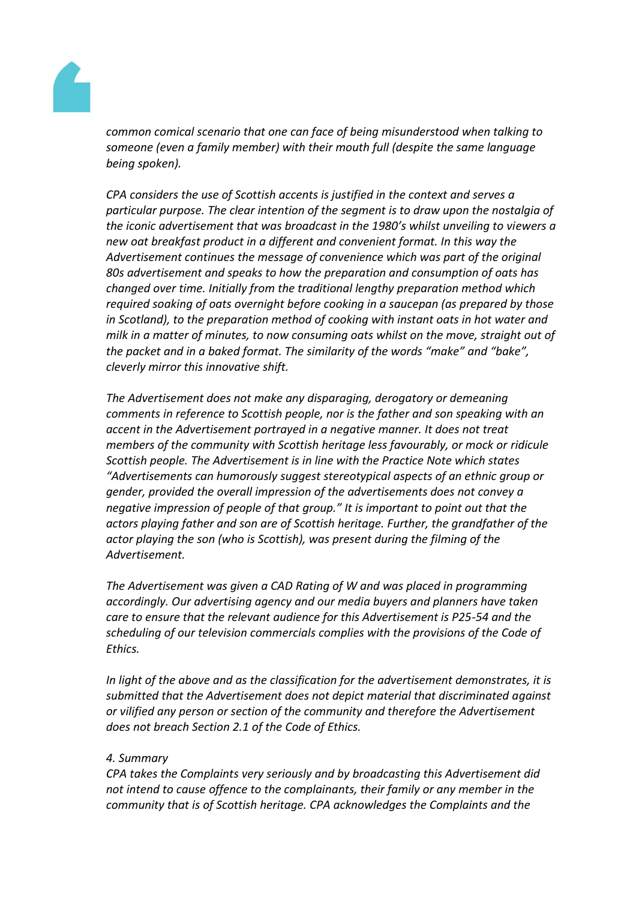*common comical scenario that one can face of being misunderstood when talking to someone (even a family member) with their mouth full (despite the same language being spoken).*

*CPA considers the use of Scottish accents is justified in the context and serves a particular purpose. The clear intention of the segment is to draw upon the nostalgia of the iconic advertisement that was broadcast in the 1980's whilst unveiling to viewers a new oat breakfast product in a different and convenient format. In this way the Advertisement continues the message of convenience which was part of the original 80s advertisement and speaks to how the preparation and consumption of oats has changed over time. Initially from the traditional lengthy preparation method which required soaking of oats overnight before cooking in a saucepan (as prepared by those in Scotland), to the preparation method of cooking with instant oats in hot water and milk in a matter of minutes, to now consuming oats whilst on the move, straight out of the packet and in a baked format. The similarity of the words "make" and "bake", cleverly mirror this innovative shift.*

*The Advertisement does not make any disparaging, derogatory or demeaning comments in reference to Scottish people, nor is the father and son speaking with an accent in the Advertisement portrayed in a negative manner. It does not treat members of the community with Scottish heritage less favourably, or mock or ridicule Scottish people. The Advertisement is in line with the Practice Note which states "Advertisements can humorously suggest stereotypical aspects of an ethnic group or gender, provided the overall impression of the advertisements does not convey a negative impression of people of that group." It is important to point out that the actors playing father and son are of Scottish heritage. Further, the grandfather of the actor playing the son (who is Scottish), was present during the filming of the Advertisement.*

*The Advertisement was given a CAD Rating of W and was placed in programming accordingly. Our advertising agency and our media buyers and planners have taken care to ensure that the relevant audience for this Advertisement is P25-54 and the scheduling of our television commercials complies with the provisions of the Code of Ethics.*

*In light of the above and as the classification for the advertisement demonstrates, it is submitted that the Advertisement does not depict material that discriminated against or vilified any person or section of the community and therefore the Advertisement does not breach Section 2.1 of the Code of Ethics.*

*4. Summary*

*CPA takes the Complaints very seriously and by broadcasting this Advertisement did not intend to cause offence to the complainants, their family or any member in the community that is of Scottish heritage. CPA acknowledges the Complaints and the*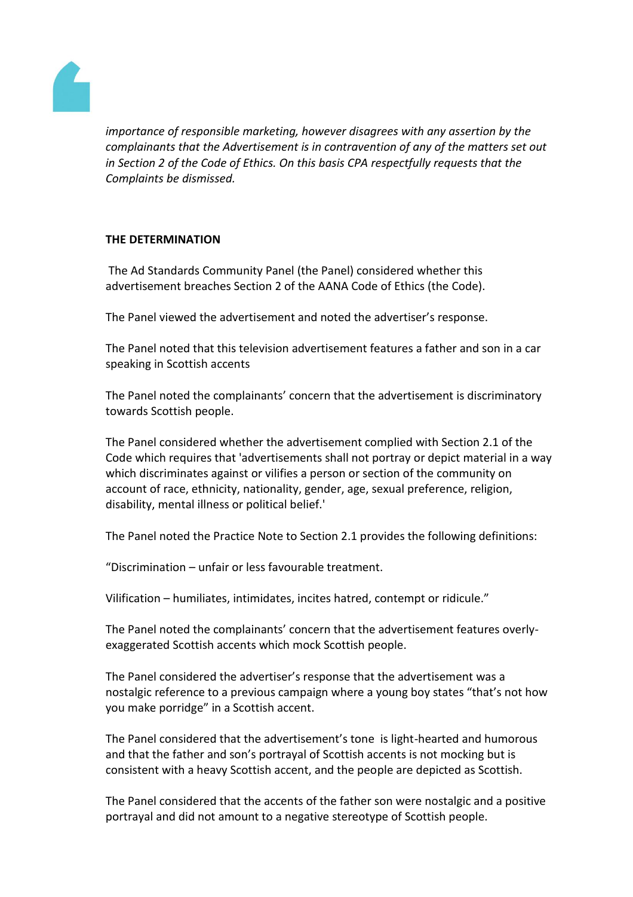*importance of responsible marketing, however disagrees with any assertion by the complainants that the Advertisement is in contravention of any of the matters set out in Section 2 of the Code of Ethics. On this basis CPA respectfully requests that the Complaints be dismissed.*

**THE DETERMINATION**

The Ad Standards Community Panel (the Panel) considered whether this advertisement breaches Section 2 of the AANA Code of Ethics (the Code).

The Panel viewed the advertisement and noted the advertiser's response.

The Panel noted that this television advertisement features a father and son in a car speaking in Scottish accents

The Panel noted the complainants' concern that the advertisement is discriminatory towards Scottish people.

The Panel considered whether the advertisement complied with Section 2.1 of the Code which requires that 'advertisements shall not portray or depict material in a way which discriminates against or vilifies a person or section of the community on account of race, ethnicity, nationality, gender, age, sexual preference, religion, disability, mental illness or political belief.'

The Panel noted the Practice Note to Section 2.1 provides the following definitions:

"Discrimination – unfair or less favourable treatment.

Vilification – humiliates, intimidates, incites hatred, contempt or ridicule."

The Panel noted the complainants' concern that the advertisement features overly-exaggerated Scottish accents which mock Scottish people.

The Panel considered the advertiser's response that the advertisement was a nostalgic reference to a previous campaign where a young boy states "that's not how you make porridge" in a Scottish accent.

The Panel considered that the advertisement's tone is light-hearted and humorous and that the father and son's portrayal of Scottish accents is not mocking but is consistent with a heavy Scottish accent, and the people are depicted as Scottish.

The Panel considered that the accents of the father son were nostalgic and a positive portrayal and did not amount to a negative stereotype of Scottish people.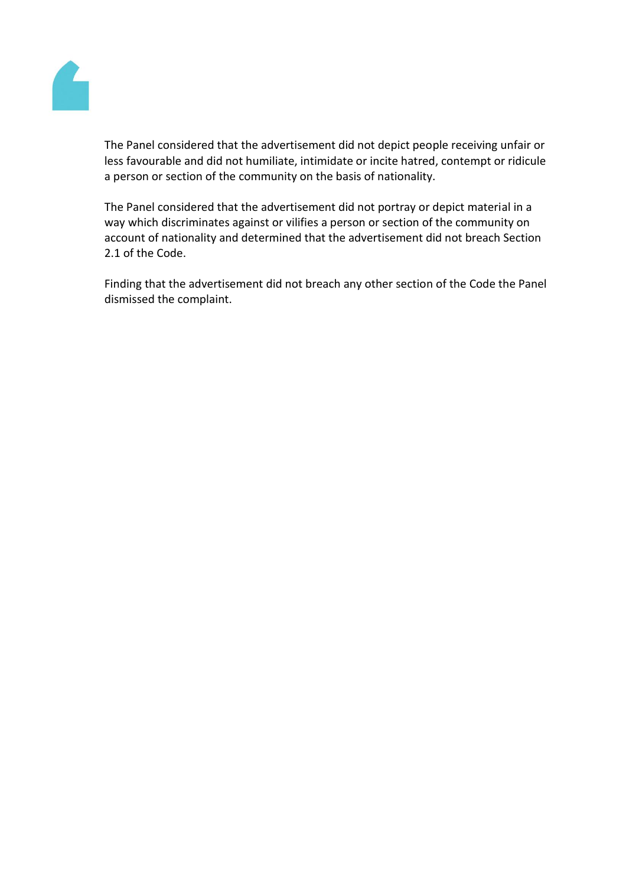The Panel considered that the advertisement did not depict people receiving unfair or less favourable and did not humiliate, intimidate or incite hatred, contempt or ridicule a person or section of the community on the basis of nationality.

The Panel considered that the advertisement did not portray or depict material in a way which discriminates against or vilifies a person or section of the community on account of nationality and determined that the advertisement did not breach Section 2.1 of the Code.

Finding that the advertisement did not breach any other section of the Code the Panel dismissed the complaint.